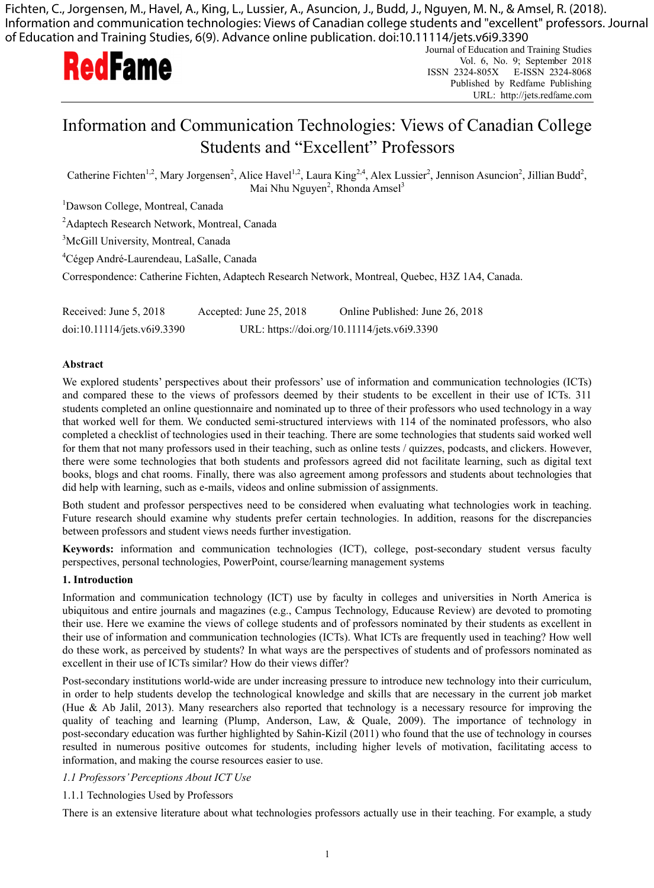Fichten, C., Jorgensen, M., Havel, A., King, L., Lussier, A., Asuncion, J., Budd, J., Nguyen, M. N., & Amsel, R. (2018). Information and communication technologies: Views of Canadian college students and "excellent" professors. Journal of Education and Training Studies, 6(9). Advance online publication. doi:10.11114/jets.v6i9.3390

# Information and Communication Technologies: Views of Canadian College Students and "Excellent" Professors

Catherine Fichten[1,2], Mary Jorgensen[2], Alice Havel[1,2], Laura King[2,4], Alex Lussier[2], Jennison Asuncion[2], Jillian Budd[2], Mai Nhu Nguyen[2], Rhonda Amsel[3]

[1]Dawson College, Montreal, Canada

[2]Adaptech Research Network, Montreal, Canada

[3]McGill University, Montreal, Canada

[4]Cégep André-Laurendeau, LaSalle, Canada

Correspondence: Catherine Fichten, Adaptech Research Network, Montreal, Quebec, H3Z 1A4, Canada.

Received: June 5, 2018 Accepted: June 25, 2018 Online Published: June 26, 2018

doi:10.11114/jets.v6i9.3390 URL: https://doi.org/10.11114/jets.v6i9.3390

## Abstract

We explored students' perspectives about their professors' use of information and communication technologies (ICTs) and compared these to the views of professors deemed by their students to be excellent in their use of ICTs. 311 students completed an online questionnaire and nominated up to three of their professors who used technology in a way that worked well for them. We conducted semi-structured interviews with 114 of the nominated professors, who also completed a checklist of technologies used in their teaching. There are some technologies that students said worked well for them that not many professors used in their teaching, such as online tests / quizzes, podcasts, and clickers. However, there were some technologies that both students and professors agreed did not facilitate learning, such as digital text books, blogs and chat rooms. Finally, there was also agreement among professors and students about technologies that did help with learning, such as e-mails, videos and online submission of assignments.

Both student and professor perspectives need to be considered when evaluating what technologies work in teaching. Future research should examine why students prefer certain technologies. In addition, reasons for the discrepancies between professors and student views needs further investigation.

**Keywords:** information and communication technologies (ICT), college, post-secondary student versus faculty perspectives, personal technologies, PowerPoint, course/learning management systems

## 1. Introduction

Information and communication technology (ICT) use by faculty in colleges and universities in North America is ubiquitous and entire journals and magazines (e.g., Campus Technology, Educause Review) are devoted to promoting their use. Here we examine the views of college students and of professors nominated by their students as excellent in their use of information and communication technologies (ICTs). What ICTs are frequently used in teaching? How well do these work, as perceived by students? In what ways are the perspectives of students and of professors nominated as excellent in their use of ICTs similar? How do their views differ?

Post-secondary institutions world-wide are under increasing pressure to introduce new technology into their curriculum, in order to help students develop the technological knowledge and skills that are necessary in the current job market (Hue & Ab Jalil, 2013). Many researchers also reported that technology is a necessary resource for improving the quality of teaching and learning (Plump, Anderson, Law, & Quale, 2009). The importance of technology in post-secondary education was further highlighted by Sahin-Kizil (2011) who found that the use of technology in courses resulted in numerous positive outcomes for students, including higher levels of motivation, facilitating access to information, and making the course resources easier to use.

### *1.1 Professors' Perceptions About ICT Use*

#### 1.1.1 Technologies Used by Professors

There is an extensive literature about what technologies professors actually use in their teaching. For example, a study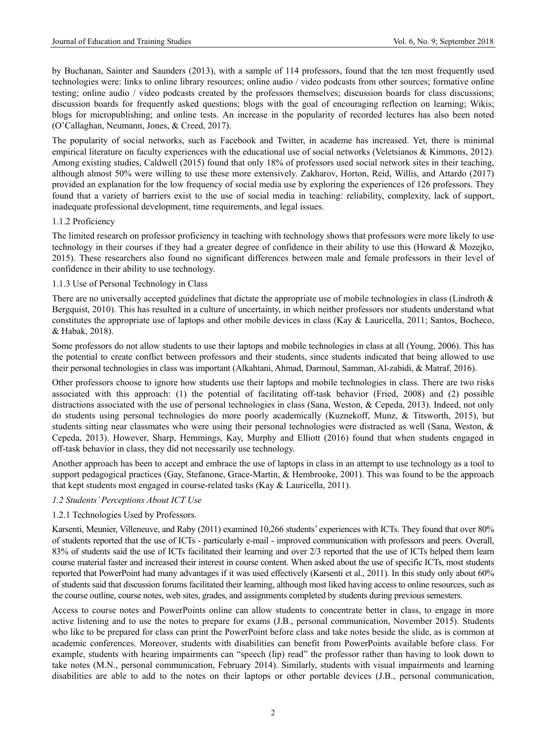by Buchanan, Sainter and Saunders (2013), with a sample of 114 professors, found that the ten most frequently used technologies were: links to online library resources; online audio / video podcasts from other sources; formative online testing; online audio / video podcasts created by the professors themselves; discussion boards for class discussions; discussion boards for frequently asked questions; blogs with the goal of encouraging reflection on learning; Wikis; blogs for micropublishing; and online tests. An increase in the popularity of recorded lectures has also been noted (O'Callaghan, Neumann, Jones, & Creed, 2017).

The popularity of social networks, such as Facebook and Twitter, in academe has increased. Yet, there is minimal empirical literature on faculty experiences with the educational use of social networks (Veletsianos & Kimmons, 2012). Among existing studies, Caldwell (2015) found that only 18% of professors used social network sites in their teaching, although almost 50% were willing to use these more extensively. Zakharov, Horton, Reid, Willis, and Attardo (2017) provided an explanation for the low frequency of social media use by exploring the experiences of 126 professors. They found that a variety of barriers exist to the use of social media in teaching: reliability, complexity, lack of support, inadequate professional development, time requirements, and legal issues.

1.1.2 Proficiency

The limited research on professor proficiency in teaching with technology shows that professors were more likely to use technology in their courses if they had a greater degree of confidence in their ability to use this (Howard & Mozejko, 2015). These researchers also found no significant differences between male and female professors in their level of confidence in their ability to use technology.

1.1.3 Use of Personal Technology in Class

There are no universally accepted guidelines that dictate the appropriate use of mobile technologies in class (Lindroth & Bergquist, 2010). This has resulted in a culture of uncertainty, in which neither professors nor students understand what constitutes the appropriate use of laptops and other mobile devices in class (Kay & Lauricella, 2011; Santos, Bocheco, & Habak, 2018).

Some professors do not allow students to use their laptops and mobile technologies in class at all (Young, 2006). This has the potential to create conflict between professors and their students, since students indicated that being allowed to use their personal technologies in class was important (Alkahtani, Ahmad, Darmoul, Samman, Al-zabidi, & Matraf, 2016).

Other professors choose to ignore how students use their laptops and mobile technologies in class. There are two risks associated with this approach: (1) the potential of facilitating off-task behavior (Fried, 2008) and (2) possible distractions associated with the use of personal technologies in class (Sana, Weston, & Cepeda, 2013). Indeed, not only do students using personal technologies do more poorly academically (Kuznekoff, Munz, & Titsworth, 2015), but students sitting near classmates who were using their personal technologies were distracted as well (Sana, Weston, & Cepeda, 2013). However, Sharp, Hemmings, Kay, Murphy and Elliott (2016) found that when students engaged in off-task behavior in class, they did not necessarily use technology.

Another approach has been to accept and embrace the use of laptops in class in an attempt to use technology as a tool to support pedagogical practices (Gay, Stefanone, Grace-Martin, & Hembrooke, 2001). This was found to be the approach that kept students most engaged in course-related tasks (Kay & Lauricella, 2011).

*1.2 Students' Perceptions About ICT Use*

1.2.1 Technologies Used by Professors.

Karsenti, Meunier, Villeneuve, and Raby (2011) examined 10,266 students' experiences with ICTs. They found that over 80% of students reported that the use of ICTs - particularly e-mail - improved communication with professors and peers. Overall, 83% of students said the use of ICTs facilitated their learning and over 2/3 reported that the use of ICTs helped them learn course material faster and increased their interest in course content. When asked about the use of specific ICTs, most students reported that PowerPoint had many advantages if it was used effectively (Karsenti et al., 2011). In this study only about 60% of students said that discussion forums facilitated their learning, although most liked having access to online resources, such as the course outline, course notes, web sites, grades, and assignments completed by students during previous semesters.

Access to course notes and PowerPoints online can allow students to concentrate better in class, to engage in more active listening and to use the notes to prepare for exams (J.B., personal communication, November 2015). Students who like to be prepared for class can print the PowerPoint before class and take notes beside the slide, as is common at academic conferences. Moreover, students with disabilities can benefit from PowerPoints available before class. For example, students with hearing impairments can "speech (lip) read" the professor rather than having to look down to take notes (M.N., personal communication, February 2014). Similarly, students with visual impairments and learning disabilities are able to add to the notes on their laptops or other portable devices (J.B., personal communication,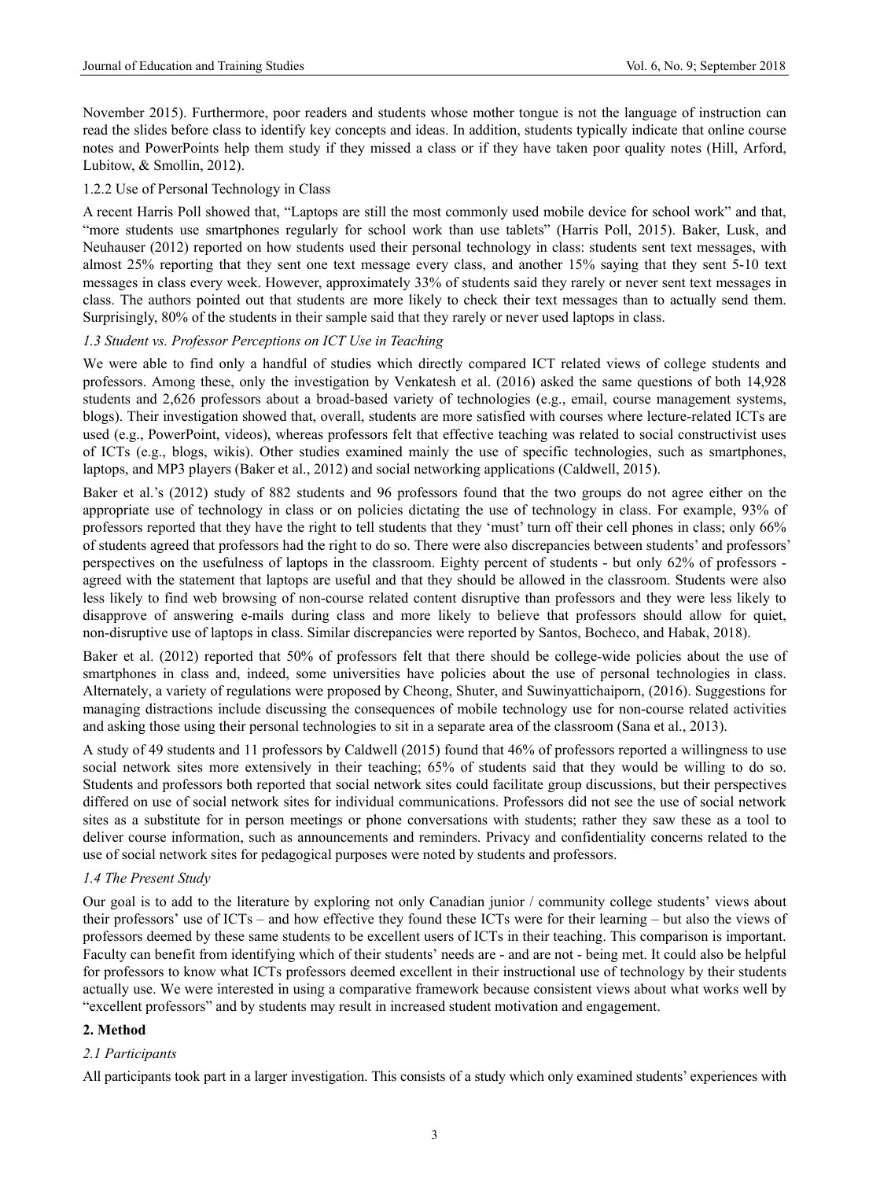November 2015). Furthermore, poor readers and students whose mother tongue is not the language of instruction can read the slides before class to identify key concepts and ideas. In addition, students typically indicate that online course notes and PowerPoints help them study if they missed a class or if they have taken poor quality notes (Hill, Arford, Lubitow, & Smollin, 2012).

#### 1.2.2 Use of Personal Technology in Class

A recent Harris Poll showed that, "Laptops are still the most commonly used mobile device for school work" and that, "more students use smartphones regularly for school work than use tablets" (Harris Poll, 2015). Baker, Lusk, and Neuhauser (2012) reported on how students used their personal technology in class: students sent text messages, with almost 25% reporting that they sent one text message every class, and another 15% saying that they sent 5-10 text messages in class every week. However, approximately 33% of students said they rarely or never sent text messages in class. The authors pointed out that students are more likely to check their text messages than to actually send them. Surprisingly, 80% of the students in their sample said that they rarely or never used laptops in class.

### *1.3 Student vs. Professor Perceptions on ICT Use in Teaching*

We were able to find only a handful of studies which directly compared ICT related views of college students and professors. Among these, only the investigation by Venkatesh et al. (2016) asked the same questions of both 14,928 students and 2,626 professors about a broad-based variety of technologies (e.g., email, course management systems, blogs). Their investigation showed that, overall, students are more satisfied with courses where lecture-related ICTs are used (e.g., PowerPoint, videos), whereas professors felt that effective teaching was related to social constructivist uses of ICTs (e.g., blogs, wikis). Other studies examined mainly the use of specific technologies, such as smartphones, laptops, and MP3 players (Baker et al., 2012) and social networking applications (Caldwell, 2015).

Baker et al.'s (2012) study of 882 students and 96 professors found that the two groups do not agree either on the appropriate use of technology in class or on policies dictating the use of technology in class. For example, 93% of professors reported that they have the right to tell students that they 'must' turn off their cell phones in class; only 66% of students agreed that professors had the right to do so. There were also discrepancies between students' and professors' perspectives on the usefulness of laptops in the classroom. Eighty percent of students - but only 62% of professors - agreed with the statement that laptops are useful and that they should be allowed in the classroom. Students were also less likely to find web browsing of non-course related content disruptive than professors and they were less likely to disapprove of answering e-mails during class and more likely to believe that professors should allow for quiet, non-disruptive use of laptops in class. Similar discrepancies were reported by Santos, Bocheco, and Habak, 2018).

Baker et al. (2012) reported that 50% of professors felt that there should be college-wide policies about the use of smartphones in class and, indeed, some universities have policies about the use of personal technologies in class. Alternately, a variety of regulations were proposed by Cheong, Shuter, and Suwinyattichaiporn, (2016). Suggestions for managing distractions include discussing the consequences of mobile technology use for non-course related activities and asking those using their personal technologies to sit in a separate area of the classroom (Sana et al., 2013).

A study of 49 students and 11 professors by Caldwell (2015) found that 46% of professors reported a willingness to use social network sites more extensively in their teaching; 65% of students said that they would be willing to do so. Students and professors both reported that social network sites could facilitate group discussions, but their perspectives differed on use of social network sites for individual communications. Professors did not see the use of social network sites as a substitute for in person meetings or phone conversations with students; rather they saw these as a tool to deliver course information, such as announcements and reminders. Privacy and confidentiality concerns related to the use of social network sites for pedagogical purposes were noted by students and professors.

### *1.4 The Present Study*

Our goal is to add to the literature by exploring not only Canadian junior / community college students' views about their professors' use of ICTs – and how effective they found these ICTs were for their learning – but also the views of professors deemed by these same students to be excellent users of ICTs in their teaching. This comparison is important. Faculty can benefit from identifying which of their students' needs are - and are not - being met. It could also be helpful for professors to know what ICTs professors deemed excellent in their instructional use of technology by their students actually use. We were interested in using a comparative framework because consistent views about what works well by "excellent professors" and by students may result in increased student motivation and engagement.

## 2. Method

### *2.1 Participants*

All participants took part in a larger investigation. This consists of a study which only examined students' experiences with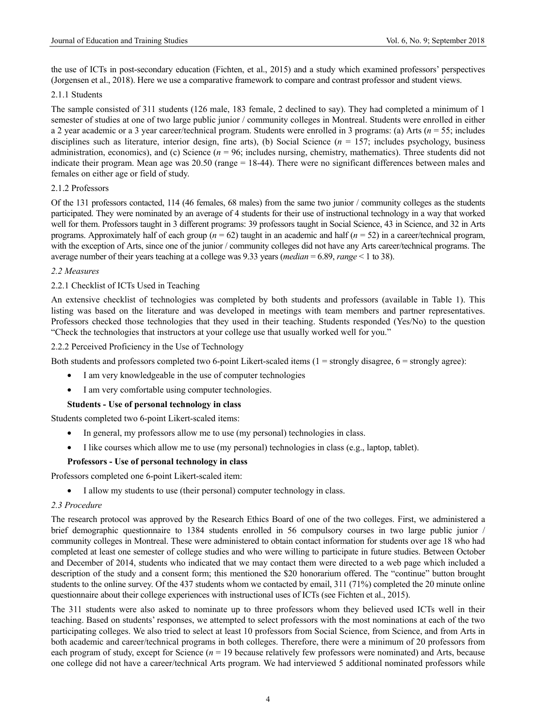the use of ICTs in post-secondary education (Fichten, et al., 2015) and a study which examined professors' perspectives (Jorgensen et al., 2018). Here we use a comparative framework to compare and contrast professor and student views.

#### 2.1.1 Students

The sample consisted of 311 students (126 male, 183 female, 2 declined to say). They had completed a minimum of 1 semester of studies at one of two large public junior / community colleges in Montreal. Students were enrolled in either a 2 year academic or a 3 year career/technical program. Students were enrolled in 3 programs: (a) Arts ($n$ = 55; includes disciplines such as literature, interior design, fine arts), (b) Social Science ($n$ = 157; includes psychology, business administration, economics), and (c) Science ($n$ = 96; includes nursing, chemistry, mathematics). Three students did not indicate their program. Mean age was 20.50 (range = 18-44). There were no significant differences between males and females on either age or field of study.

#### 2.1.2 Professors

Of the 131 professors contacted, 114 (46 females, 68 males) from the same two junior / community colleges as the students participated. They were nominated by an average of 4 students for their use of instructional technology in a way that worked well for them. Professors taught in 3 different programs: 39 professors taught in Social Science, 43 in Science, and 32 in Arts programs. Approximately half of each group ($n$ = 62) taught in an academic and half ($n$ = 52) in a career/technical program, with the exception of Arts, since one of the junior / community colleges did not have any Arts career/technical programs. The average number of their years teaching at a college was 9.33 years (*median* = 6.89, *range* < 1 to 38).

### *2.2 Measures*

#### 2.2.1 Checklist of ICTs Used in Teaching

An extensive checklist of technologies was completed by both students and professors (available in Table 1). This listing was based on the literature and was developed in meetings with team members and partner representatives. Professors checked those technologies that they used in their teaching. Students responded (Yes/No) to the question "Check the technologies that instructors at your college use that usually worked well for you."

#### 2.2.2 Perceived Proficiency in the Use of Technology

Both students and professors completed two 6-point Likert-scaled items (1 = strongly disagree, 6 = strongly agree):

- I am very knowledgeable in the use of computer technologies
- I am very comfortable using computer technologies.

**Students - Use of personal technology in class**

Students completed two 6-point Likert-scaled items:

- In general, my professors allow me to use (my personal) technologies in class.
- I like courses which allow me to use (my personal) technologies in class (e.g., laptop, tablet).

**Professors - Use of personal technology in class**

Professors completed one 6-point Likert-scaled item:

- I allow my students to use (their personal) computer technology in class.

### *2.3 Procedure*

The research protocol was approved by the Research Ethics Board of one of the two colleges. First, we administered a brief demographic questionnaire to 1384 students enrolled in 56 compulsory courses in two large public junior / community colleges in Montreal. These were administered to obtain contact information for students over age 18 who had completed at least one semester of college studies and who were willing to participate in future studies. Between October and December of 2014, students who indicated that we may contact them were directed to a web page which included a description of the study and a consent form; this mentioned the $20 honorarium offered. The "continue" button brought students to the online survey. Of the 437 students whom we contacted by email, 311 (71%) completed the 20 minute online questionnaire about their college experiences with instructional uses of ICTs (see Fichten et al., 2015).

The 311 students were also asked to nominate up to three professors whom they believed used ICTs well in their teaching. Based on students' responses, we attempted to select professors with the most nominations at each of the two participating colleges. We also tried to select at least 10 professors from Social Science, from Science, and from Arts in both academic and career/technical programs in both colleges. Therefore, there were a minimum of 20 professors from each program of study, except for Science ($n$ = 19 because relatively few professors were nominated) and Arts, because one college did not have a career/technical Arts program. We had interviewed 5 additional nominated professors while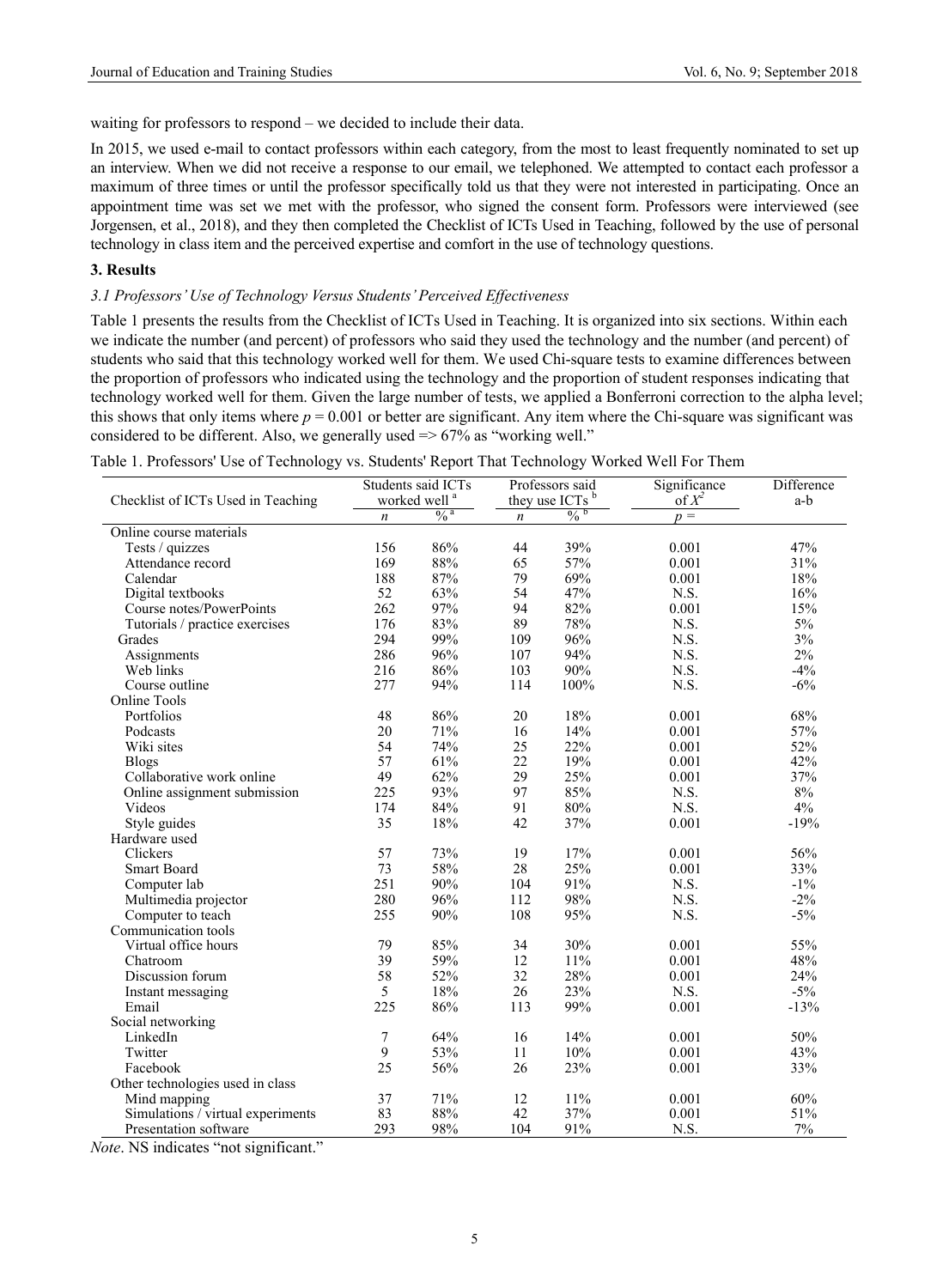waiting for professors to respond – we decided to include their data.

In 2015, we used e-mail to contact professors within each category, from the most to least frequently nominated to set up an interview. When we did not receive a response to our email, we telephoned. We attempted to contact each professor a maximum of three times or until the professor specifically told us that they were not interested in participating. Once an appointment time was set we met with the professor, who signed the consent form. Professors were interviewed (see Jorgensen, et al., 2018), and they then completed the Checklist of ICTs Used in Teaching, followed by the use of personal technology in class item and the perceived expertise and comfort in the use of technology questions.

### 3. Results

#### *3.1 Professors' Use of Technology Versus Students' Perceived Effectiveness*

Table 1 presents the results from the Checklist of ICTs Used in Teaching. It is organized into six sections. Within each we indicate the number (and percent) of professors who said they used the technology and the number (and percent) of students who said that this technology worked well for them. We used Chi-square tests to examine differences between the proportion of professors who indicated using the technology and the proportion of student responses indicating that technology worked well for them. Given the large number of tests, we applied a Bonferroni correction to the alpha level; this shows that only items where $p = 0.001$ or better are significant. Any item where the Chi-square was significant was considered to be different. Also, we generally used => 67% as "working well."

Table 1. Professors' Use of Technology vs. Students' Report That Technology Worked Well For Them

| Checklist of ICTs Used in Teaching | Students said ICTs worked well [a] | | Professors said they use ICTs [b] | | Significance of $X^2$ | Difference a-b |
|---|---|---|---|---|---|---|
| | *n* | % [a] | *n* | % [b] | *p* = | |
| Online course materials | | | | | | |
| Tests / quizzes | 156 | 86% | 44 | 39% | 0.001 | 47% |
| Attendance record | 169 | 88% | 65 | 57% | 0.001 | 31% |
| Calendar | 188 | 87% | 79 | 69% | 0.001 | 18% |
| Digital textbooks | 52 | 63% | 54 | 47% | N.S. | 16% |
| Course notes/PowerPoints | 262 | 97% | 94 | 82% | 0.001 | 15% |
| Tutorials / practice exercises | 176 | 83% | 89 | 78% | N.S. | 5% |
| Grades | 294 | 99% | 109 | 96% | N.S. | 3% |
| Assignments | 286 | 96% | 107 | 94% | N.S. | 2% |
| Web links | 216 | 86% | 103 | 90% | N.S. | -4% |
| Course outline | 277 | 94% | 114 | 100% | N.S. | -6% |
| Online Tools | | | | | | |
| Portfolios | 48 | 86% | 20 | 18% | 0.001 | 68% |
| Podcasts | 20 | 71% | 16 | 14% | 0.001 | 57% |
| Wiki sites | 54 | 74% | 25 | 22% | 0.001 | 52% |
| Blogs | 57 | 61% | 22 | 19% | 0.001 | 42% |
| Collaborative work online | 49 | 62% | 29 | 25% | 0.001 | 37% |
| Online assignment submission | 225 | 93% | 97 | 85% | N.S. | 8% |
| Videos | 174 | 84% | 91 | 80% | N.S. | 4% |
| Style guides | 35 | 18% | 42 | 37% | 0.001 | -19% |
| Hardware used | | | | | | |
| Clickers | 57 | 73% | 19 | 17% | 0.001 | 56% |
| Smart Board | 73 | 58% | 28 | 25% | 0.001 | 33% |
| Computer lab | 251 | 90% | 104 | 91% | N.S. | -1% |
| Multimedia projector | 280 | 96% | 112 | 98% | N.S. | -2% |
| Computer to teach | 255 | 90% | 108 | 95% | N.S. | -5% |
| Communication tools | | | | | | |
| Virtual office hours | 79 | 85% | 34 | 30% | 0.001 | 55% |
| Chatroom | 39 | 59% | 12 | 11% | 0.001 | 48% |
| Discussion forum | 58 | 52% | 32 | 28% | 0.001 | 24% |
| Instant messaging | 5 | 18% | 26 | 23% | N.S. | -5% |
| Email | 225 | 86% | 113 | 99% | 0.001 | -13% |
| Social networking | | | | | | |
| LinkedIn | 7 | 64% | 16 | 14% | 0.001 | 50% |
| Twitter | 9 | 53% | 11 | 10% | 0.001 | 43% |
| Facebook | 25 | 56% | 26 | 23% | 0.001 | 33% |
| Other technologies used in class | | | | | | |
| Mind mapping | 37 | 71% | 12 | 11% | 0.001 | 60% |
| Simulations / virtual experiments | 83 | 88% | 42 | 37% | 0.001 | 51% |
| Presentation software | 293 | 98% | 104 | 91% | N.S. | 7% |

*Note*. NS indicates "not significant."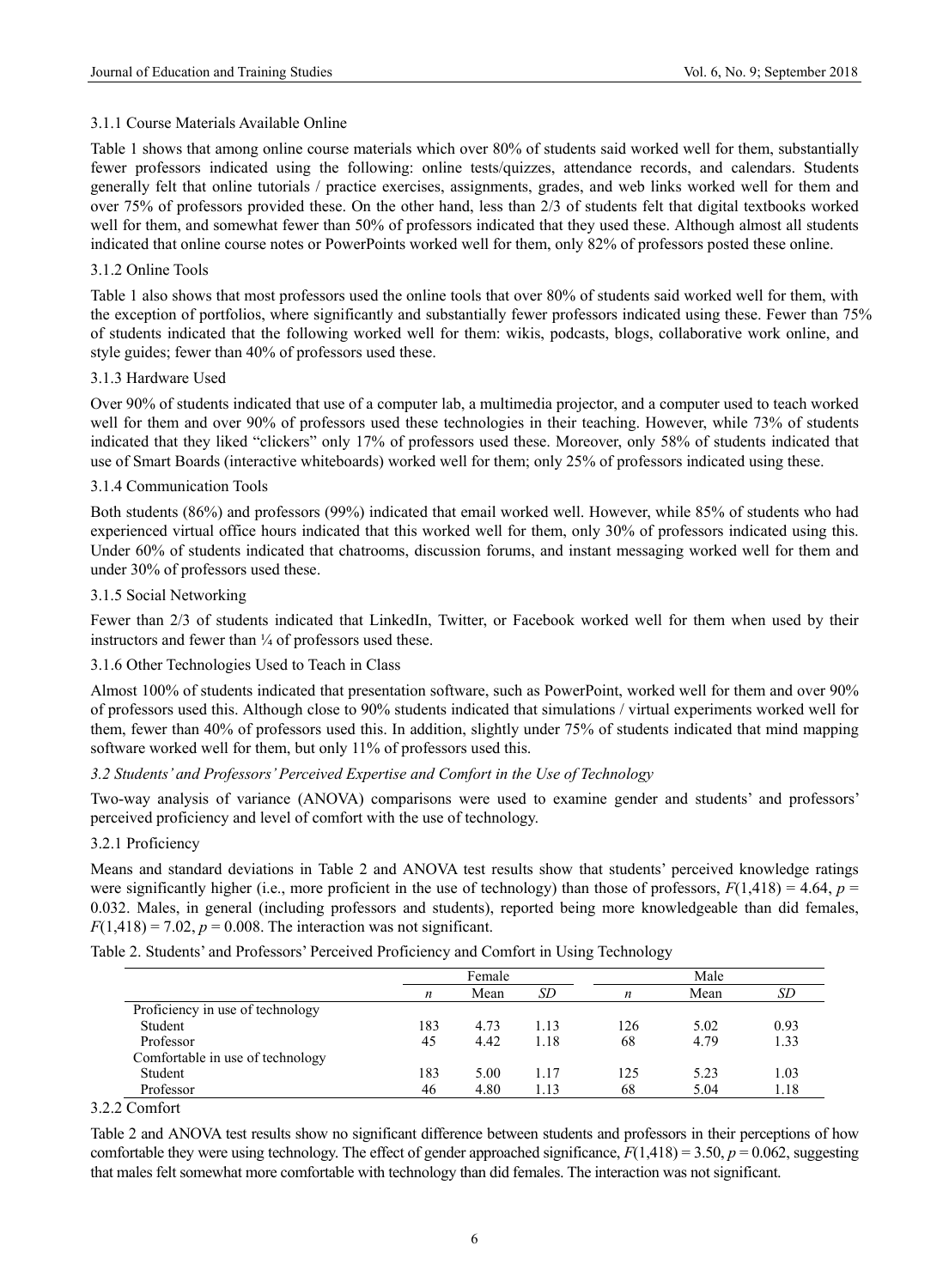#### 3.1.1 Course Materials Available Online

Table 1 shows that among online course materials which over 80% of students said worked well for them, substantially fewer professors indicated using the following: online tests/quizzes, attendance records, and calendars. Students generally felt that online tutorials / practice exercises, assignments, grades, and web links worked well for them and over 75% of professors provided these. On the other hand, less than 2/3 of students felt that digital textbooks worked well for them, and somewhat fewer than 50% of professors indicated that they used these. Although almost all students indicated that online course notes or PowerPoints worked well for them, only 82% of professors posted these online.

#### 3.1.2 Online Tools

Table 1 also shows that most professors used the online tools that over 80% of students said worked well for them, with the exception of portfolios, where significantly and substantially fewer professors indicated using these. Fewer than 75% of students indicated that the following worked well for them: wikis, podcasts, blogs, collaborative work online, and style guides; fewer than 40% of professors used these.

#### 3.1.3 Hardware Used

Over 90% of students indicated that use of a computer lab, a multimedia projector, and a computer used to teach worked well for them and over 90% of professors used these technologies in their teaching. However, while 73% of students indicated that they liked "clickers" only 17% of professors used these. Moreover, only 58% of students indicated that use of Smart Boards (interactive whiteboards) worked well for them; only 25% of professors indicated using these.

#### 3.1.4 Communication Tools

Both students (86%) and professors (99%) indicated that email worked well. However, while 85% of students who had experienced virtual office hours indicated that this worked well for them, only 30% of professors indicated using this. Under 60% of students indicated that chatrooms, discussion forums, and instant messaging worked well for them and under 30% of professors used these.

#### 3.1.5 Social Networking

Fewer than 2/3 of students indicated that LinkedIn, Twitter, or Facebook worked well for them when used by their instructors and fewer than ¼ of professors used these.

#### 3.1.6 Other Technologies Used to Teach in Class

Almost 100% of students indicated that presentation software, such as PowerPoint, worked well for them and over 90% of professors used this. Although close to 90% students indicated that simulations / virtual experiments worked well for them, fewer than 40% of professors used this. In addition, slightly under 75% of students indicated that mind mapping software worked well for them, but only 11% of professors used this.

### *3.2 Students' and Professors' Perceived Expertise and Comfort in the Use of Technology*

Two-way analysis of variance (ANOVA) comparisons were used to examine gender and students' and professors' perceived proficiency and level of comfort with the use of technology.

#### 3.2.1 Proficiency

Means and standard deviations in Table 2 and ANOVA test results show that students' perceived knowledge ratings were significantly higher (i.e., more proficient in the use of technology) than those of professors, $F(1,418) = 4.64$, $p = 0.032$. Males, in general (including professors and students), reported being more knowledgeable than did females, $F(1,418) = 7.02$, $p = 0.008$. The interaction was not significant.

Table 2. Students' and Professors' Perceived Proficiency and Comfort in Using Technology

| | Female | | | Male | | |
|---|---|---|---|---|---|---|
| | *n* | Mean | *SD* | *n* | Mean | *SD* |
| Proficiency in use of technology | | | | | | |
| Student | 183 | 4.73 | 1.13 | 126 | 5.02 | 0.93 |
| Professor | 45 | 4.42 | 1.18 | 68 | 4.79 | 1.33 |
| Comfortable in use of technology | | | | | | |
| Student | 183 | 5.00 | 1.17 | 125 | 5.23 | 1.03 |
| Professor | 46 | 4.80 | 1.13 | 68 | 5.04 | 1.18 |

#### 3.2.2 Comfort

Table 2 and ANOVA test results show no significant difference between students and professors in their perceptions of how comfortable they were using technology. The effect of gender approached significance, $F(1,418) = 3.50$, $p = 0.062$, suggesting that males felt somewhat more comfortable with technology than did females. The interaction was not significant.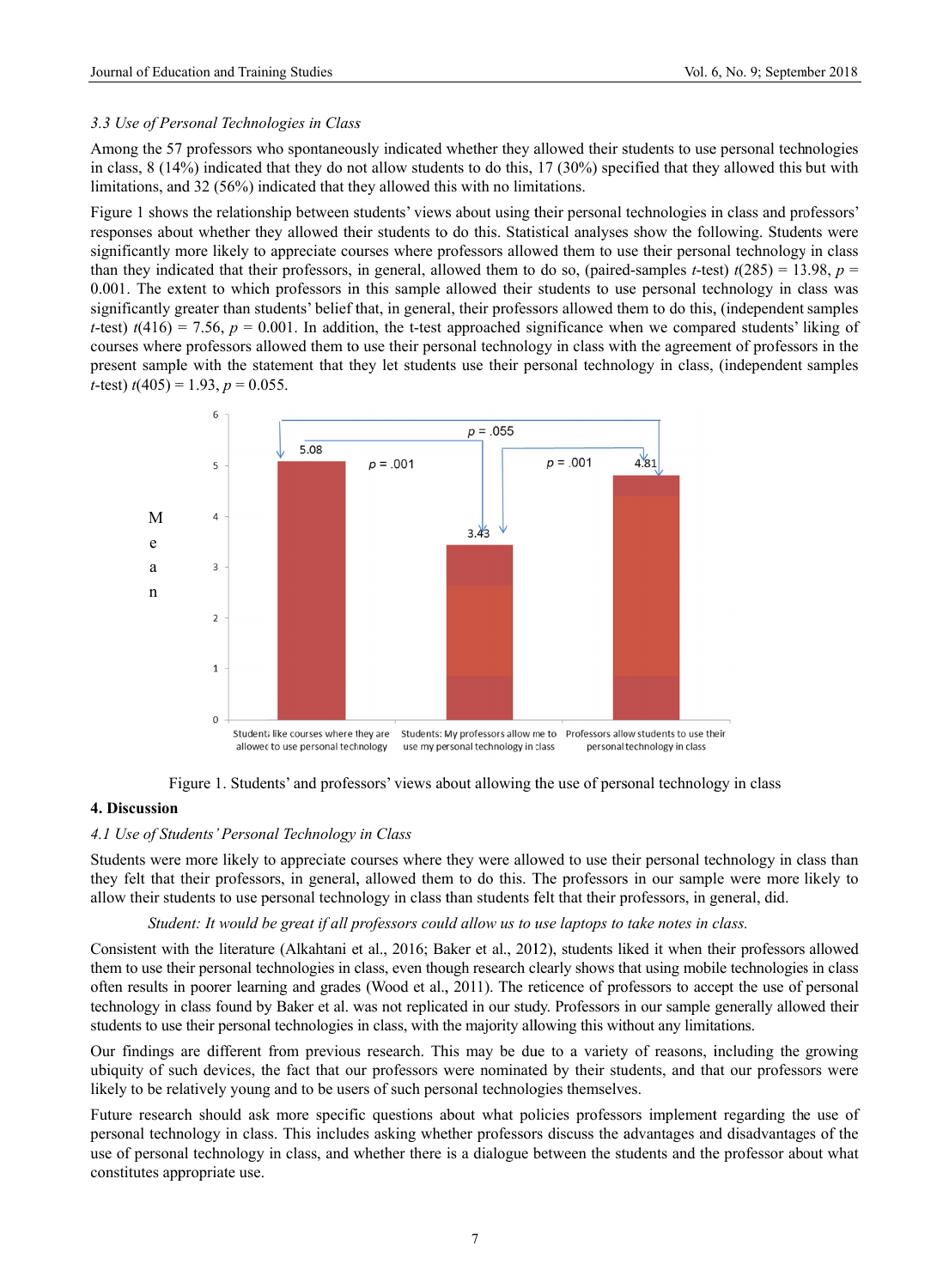### 3.3 Use of Personal Technologies in Class

Among the 57 professors who spontaneously indicated whether they allowed their students to use personal technologies in class, 8 (14%) indicated that they do not allow students to do this, 17 (30%) specified that they allowed this but with limitations, and 32 (56%) indicated that they allowed this with no limitations.

Figure 1 shows the relationship between students' views about using their personal technologies in class and professors' responses about whether they allowed their students to do this. Statistical analyses show the following. Students were significantly more likely to appreciate courses where professors allowed them to use their personal technology in class than they indicated that their professors, in general, allowed them to do so, (paired-samples *t*-test) $t(285) = 13.98$, $p = 0.001$. The extent to which professors in this sample allowed their students to use personal technology in class was significantly greater than students' belief that, in general, their professors allowed them to do this, (independent samples *t*-test) $t(416) = 7.56$, $p = 0.001$. In addition, the t-test approached significance when we compared students' liking of courses where professors allowed them to use their personal technology in class with the agreement of professors in the present sample with the statement that they let students use their personal technology in class, (independent samples *t*-test) $t(405) = 1.93$, $p = 0.055$.

Figure 1. Students' and professors' views about allowing the use of personal technology in class

## 4. Discussion

### 4.1 Use of Students' Personal Technology in Class

Students were more likely to appreciate courses where they were allowed to use their personal technology in class than they felt that their professors, in general, allowed them to do this. The professors in our sample were more likely to allow their students to use personal technology in class than students felt that their professors, in general, did.

> *Student: It would be great if all professors could allow us to use laptops to take notes in class.*

Consistent with the literature (Alkahtani et al., 2016; Baker et al., 2012), students liked it when their professors allowed them to use their personal technologies in class, even though research clearly shows that using mobile technologies in class often results in poorer learning and grades (Wood et al., 2011). The reticence of professors to accept the use of personal technology in class found by Baker et al. was not replicated in our study. Professors in our sample generally allowed their students to use their personal technologies in class, with the majority allowing this without any limitations.

Our findings are different from previous research. This may be due to a variety of reasons, including the growing ubiquity of such devices, the fact that our professors were nominated by their students, and that our professors were likely to be relatively young and to be users of such personal technologies themselves.

Future research should ask more specific questions about what policies professors implement regarding the use of personal technology in class. This includes asking whether professors discuss the advantages and disadvantages of the use of personal technology in class, and whether there is a dialogue between the students and the professor about what constitutes appropriate use.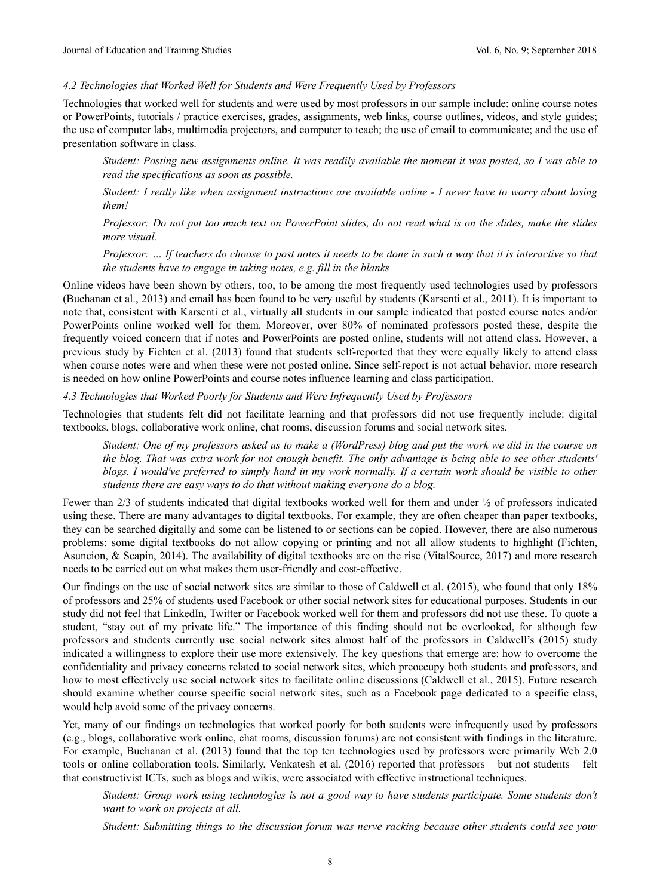### *4.2 Technologies that Worked Well for Students and Were Frequently Used by Professors*

Technologies that worked well for students and were used by most professors in our sample include: online course notes or PowerPoints, tutorials / practice exercises, grades, assignments, web links, course outlines, videos, and style guides; the use of computer labs, multimedia projectors, and computer to teach; the use of email to communicate; and the use of presentation software in class.

> *Student: Posting new assignments online. It was readily available the moment it was posted, so I was able to read the specifications as soon as possible.*
>
> *Student: I really like when assignment instructions are available online - I never have to worry about losing them!*
>
> *Professor: Do not put too much text on PowerPoint slides, do not read what is on the slides, make the slides more visual.*
>
> *Professor: … If teachers do choose to post notes it needs to be done in such a way that it is interactive so that the students have to engage in taking notes, e.g. fill in the blanks*

Online videos have been shown by others, too, to be among the most frequently used technologies used by professors (Buchanan et al., 2013) and email has been found to be very useful by students (Karsenti et al., 2011). It is important to note that, consistent with Karsenti et al., virtually all students in our sample indicated that posted course notes and/or PowerPoints online worked well for them. Moreover, over 80% of nominated professors posted these, despite the frequently voiced concern that if notes and PowerPoints are posted online, students will not attend class. However, a previous study by Fichten et al. (2013) found that students self-reported that they were equally likely to attend class when course notes were and when these were not posted online. Since self-report is not actual behavior, more research is needed on how online PowerPoints and course notes influence learning and class participation.

### *4.3 Technologies that Worked Poorly for Students and Were Infrequently Used by Professors*

Technologies that students felt did not facilitate learning and that professors did not use frequently include: digital textbooks, blogs, collaborative work online, chat rooms, discussion forums and social network sites.

> *Student: One of my professors asked us to make a (WordPress) blog and put the work we did in the course on the blog. That was extra work for not enough benefit. The only advantage is being able to see other students' blogs. I would've preferred to simply hand in my work normally. If a certain work should be visible to other students there are easy ways to do that without making everyone do a blog.*

Fewer than 2/3 of students indicated that digital textbooks worked well for them and under ½ of professors indicated using these. There are many advantages to digital textbooks. For example, they are often cheaper than paper textbooks, they can be searched digitally and some can be listened to or sections can be copied. However, there are also numerous problems: some digital textbooks do not allow copying or printing and not all allow students to highlight (Fichten, Asuncion, & Scapin, 2014). The availability of digital textbooks are on the rise (VitalSource, 2017) and more research needs to be carried out on what makes them user-friendly and cost-effective.

Our findings on the use of social network sites are similar to those of Caldwell et al. (2015), who found that only 18% of professors and 25% of students used Facebook or other social network sites for educational purposes. Students in our study did not feel that LinkedIn, Twitter or Facebook worked well for them and professors did not use these. To quote a student, "stay out of my private life." The importance of this finding should not be overlooked, for although few professors and students currently use social network sites almost half of the professors in Caldwell's (2015) study indicated a willingness to explore their use more extensively. The key questions that emerge are: how to overcome the confidentiality and privacy concerns related to social network sites, which preoccupy both students and professors, and how to most effectively use social network sites to facilitate online discussions (Caldwell et al., 2015). Future research should examine whether course specific social network sites, such as a Facebook page dedicated to a specific class, would help avoid some of the privacy concerns.

Yet, many of our findings on technologies that worked poorly for both students were infrequently used by professors (e.g., blogs, collaborative work online, chat rooms, discussion forums) are not consistent with findings in the literature. For example, Buchanan et al. (2013) found that the top ten technologies used by professors were primarily Web 2.0 tools or online collaboration tools. Similarly, Venkatesh et al. (2016) reported that professors – but not students – felt that constructivist ICTs, such as blogs and wikis, were associated with effective instructional techniques.

> *Student: Group work using technologies is not a good way to have students participate. Some students don't want to work on projects at all.*
>
> *Student: Submitting things to the discussion forum was nerve racking because other students could see your*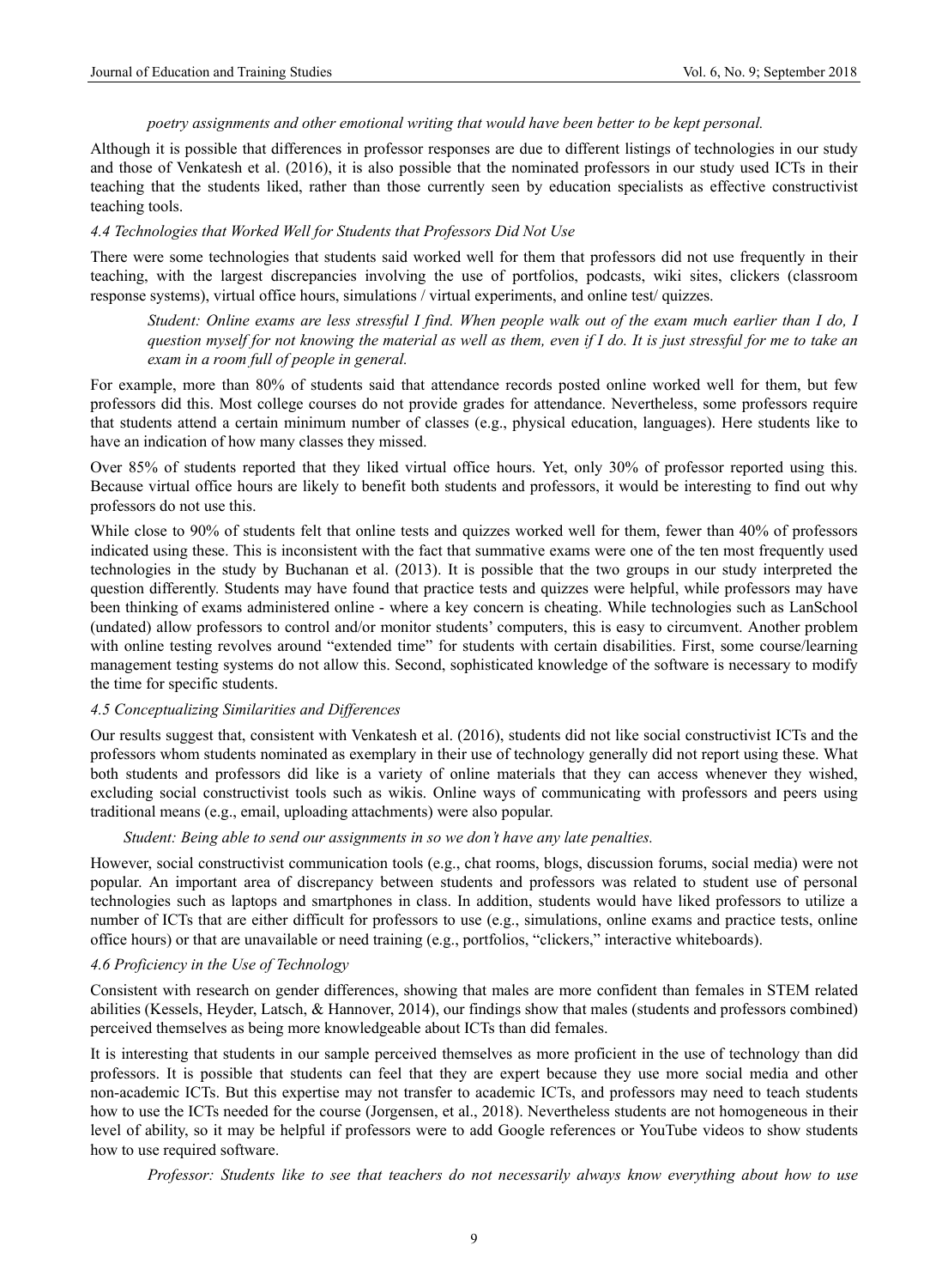*poetry assignments and other emotional writing that would have been better to be kept personal.*

Although it is possible that differences in professor responses are due to different listings of technologies in our study and those of Venkatesh et al. (2016), it is also possible that the nominated professors in our study used ICTs in their teaching that the students liked, rather than those currently seen by education specialists as effective constructivist teaching tools.

### *4.4 Technologies that Worked Well for Students that Professors Did Not Use*

There were some technologies that students said worked well for them that professors did not use frequently in their teaching, with the largest discrepancies involving the use of portfolios, podcasts, wiki sites, clickers (classroom response systems), virtual office hours, simulations / virtual experiments, and online test/ quizzes.

> *Student: Online exams are less stressful I find. When people walk out of the exam much earlier than I do, I question myself for not knowing the material as well as them, even if I do. It is just stressful for me to take an exam in a room full of people in general.*

For example, more than 80% of students said that attendance records posted online worked well for them, but few professors did this. Most college courses do not provide grades for attendance. Nevertheless, some professors require that students attend a certain minimum number of classes (e.g., physical education, languages). Here students like to have an indication of how many classes they missed.

Over 85% of students reported that they liked virtual office hours. Yet, only 30% of professor reported using this. Because virtual office hours are likely to benefit both students and professors, it would be interesting to find out why professors do not use this.

While close to 90% of students felt that online tests and quizzes worked well for them, fewer than 40% of professors indicated using these. This is inconsistent with the fact that summative exams were one of the ten most frequently used technologies in the study by Buchanan et al. (2013). It is possible that the two groups in our study interpreted the question differently. Students may have found that practice tests and quizzes were helpful, while professors may have been thinking of exams administered online - where a key concern is cheating. While technologies such as LanSchool (undated) allow professors to control and/or monitor students' computers, this is easy to circumvent. Another problem with online testing revolves around "extended time" for students with certain disabilities. First, some course/learning management testing systems do not allow this. Second, sophisticated knowledge of the software is necessary to modify the time for specific students.

### *4.5 Conceptualizing Similarities and Differences*

Our results suggest that, consistent with Venkatesh et al. (2016), students did not like social constructivist ICTs and the professors whom students nominated as exemplary in their use of technology generally did not report using these. What both students and professors did like is a variety of online materials that they can access whenever they wished, excluding social constructivist tools such as wikis. Online ways of communicating with professors and peers using traditional means (e.g., email, uploading attachments) were also popular.

> *Student: Being able to send our assignments in so we don't have any late penalties.*

However, social constructivist communication tools (e.g., chat rooms, blogs, discussion forums, social media) were not popular. An important area of discrepancy between students and professors was related to student use of personal technologies such as laptops and smartphones in class. In addition, students would have liked professors to utilize a number of ICTs that are either difficult for professors to use (e.g., simulations, online exams and practice tests, online office hours) or that are unavailable or need training (e.g., portfolios, "clickers," interactive whiteboards).

### *4.6 Proficiency in the Use of Technology*

Consistent with research on gender differences, showing that males are more confident than females in STEM related abilities (Kessels, Heyder, Latsch, & Hannover, 2014), our findings show that males (students and professors combined) perceived themselves as being more knowledgeable about ICTs than did females.

It is interesting that students in our sample perceived themselves as more proficient in the use of technology than did professors. It is possible that students can feel that they are expert because they use more social media and other non-academic ICTs. But this expertise may not transfer to academic ICTs, and professors may need to teach students how to use the ICTs needed for the course (Jorgensen, et al., 2018). Nevertheless students are not homogeneous in their level of ability, so it may be helpful if professors were to add Google references or YouTube videos to show students how to use required software.

> *Professor: Students like to see that teachers do not necessarily always know everything about how to use*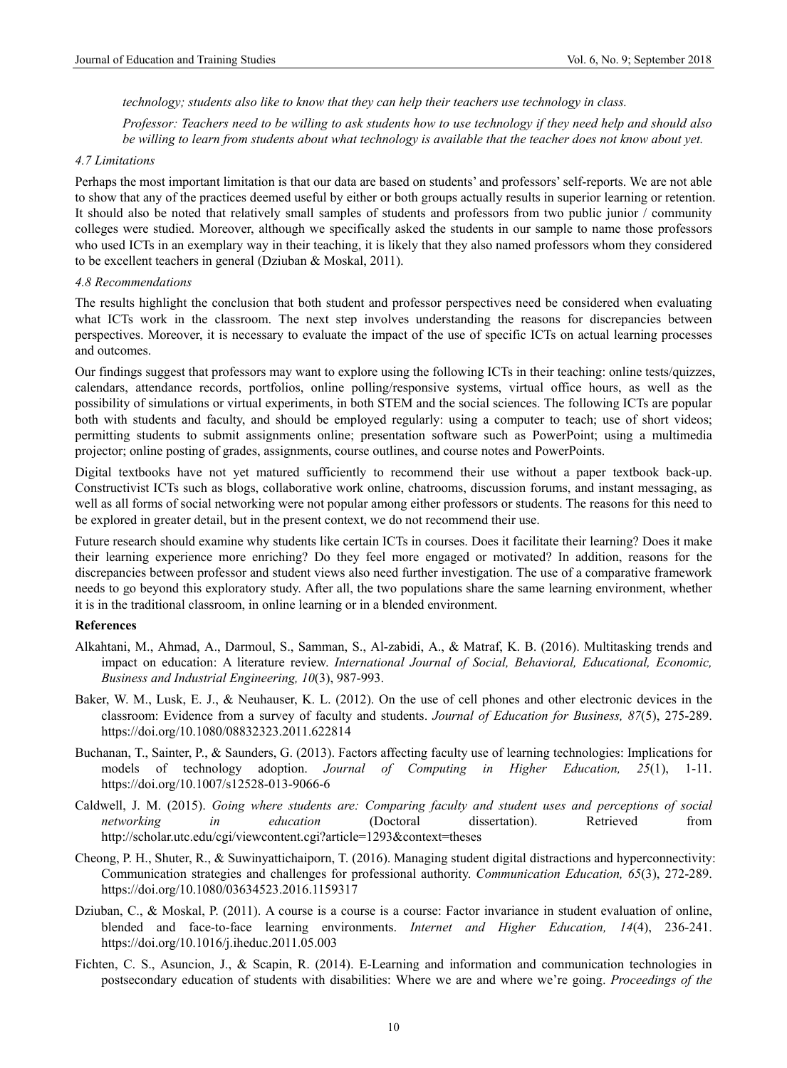*technology; students also like to know that they can help their teachers use technology in class.*

*Professor: Teachers need to be willing to ask students how to use technology if they need help and should also be willing to learn from students about what technology is available that the teacher does not know about yet.*

### *4.7 Limitations*

Perhaps the most important limitation is that our data are based on students' and professors' self-reports. We are not able to show that any of the practices deemed useful by either or both groups actually results in superior learning or retention. It should also be noted that relatively small samples of students and professors from two public junior / community colleges were studied. Moreover, although we specifically asked the students in our sample to name those professors who used ICTs in an exemplary way in their teaching, it is likely that they also named professors whom they considered to be excellent teachers in general (Dziuban & Moskal, 2011).

### *4.8 Recommendations*

The results highlight the conclusion that both student and professor perspectives need be considered when evaluating what ICTs work in the classroom. The next step involves understanding the reasons for discrepancies between perspectives. Moreover, it is necessary to evaluate the impact of the use of specific ICTs on actual learning processes and outcomes.

Our findings suggest that professors may want to explore using the following ICTs in their teaching: online tests/quizzes, calendars, attendance records, portfolios, online polling/responsive systems, virtual office hours, as well as the possibility of simulations or virtual experiments, in both STEM and the social sciences. The following ICTs are popular both with students and faculty, and should be employed regularly: using a computer to teach; use of short videos; permitting students to submit assignments online; presentation software such as PowerPoint; using a multimedia projector; online posting of grades, assignments, course outlines, and course notes and PowerPoints.

Digital textbooks have not yet matured sufficiently to recommend their use without a paper textbook back-up. Constructivist ICTs such as blogs, collaborative work online, chatrooms, discussion forums, and instant messaging, as well as all forms of social networking were not popular among either professors or students. The reasons for this need to be explored in greater detail, but in the present context, we do not recommend their use.

Future research should examine why students like certain ICTs in courses. Does it facilitate their learning? Does it make their learning experience more enriching? Do they feel more engaged or motivated? In addition, reasons for the discrepancies between professor and student views also need further investigation. The use of a comparative framework needs to go beyond this exploratory study. After all, the two populations share the same learning environment, whether it is in the traditional classroom, in online learning or in a blended environment.

## References

Alkahtani, M., Ahmad, A., Darmoul, S., Samman, S., Al-zabidi, A., & Matraf, K. B. (2016). Multitasking trends and impact on education: A literature review. *International Journal of Social, Behavioral, Educational, Economic, Business and Industrial Engineering, 10*(3), 987-993.

Baker, W. M., Lusk, E. J., & Neuhauser, K. L. (2012). On the use of cell phones and other electronic devices in the classroom: Evidence from a survey of faculty and students. *Journal of Education for Business, 87*(5), 275-289. https://doi.org/10.1080/08832323.2011.622814

Buchanan, T., Sainter, P., & Saunders, G. (2013). Factors affecting faculty use of learning technologies: Implications for models of technology adoption. *Journal of Computing in Higher Education, 25*(1), 1-11. https://doi.org/10.1007/s12528-013-9066-6

Caldwell, J. M. (2015). *Going where students are: Comparing faculty and student uses and perceptions of social networking in education* (Doctoral dissertation). Retrieved from http://scholar.utc.edu/cgi/viewcontent.cgi?article=1293&context=theses

Cheong, P. H., Shuter, R., & Suwinyattichaiporn, T. (2016). Managing student digital distractions and hyperconnectivity: Communication strategies and challenges for professional authority. *Communication Education, 65*(3), 272-289. https://doi.org/10.1080/03634523.2016.1159317

Dziuban, C., & Moskal, P. (2011). A course is a course is a course: Factor invariance in student evaluation of online, blended and face-to-face learning environments. *Internet and Higher Education, 14*(4), 236-241. https://doi.org/10.1016/j.iheduc.2011.05.003

Fichten, C. S., Asuncion, J., & Scapin, R. (2014). E-Learning and information and communication technologies in postsecondary education of students with disabilities: Where we are and where we're going. *Proceedings of the*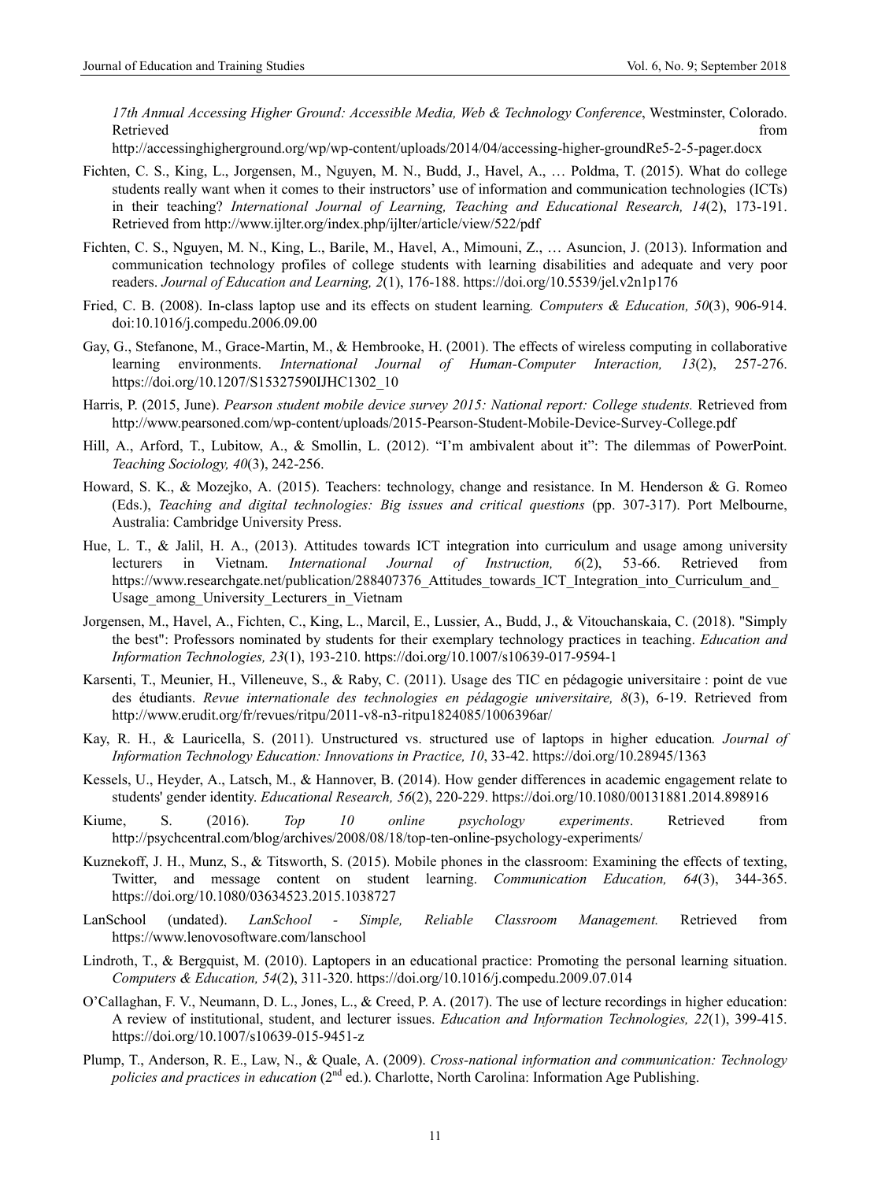*17th Annual Accessing Higher Ground: Accessible Media, Web & Technology Conference*, Westminster, Colorado. Retrieved from http://accessinghigherground.org/wp/wp-content/uploads/2014/04/accessing-higher-groundRe5-2-5-pager.docx

Fichten, C. S., King, L., Jorgensen, M., Nguyen, M. N., Budd, J., Havel, A., … Poldma, T. (2015). What do college students really want when it comes to their instructors' use of information and communication technologies (ICTs) in their teaching? *International Journal of Learning, Teaching and Educational Research, 14*(2), 173-191. Retrieved from http://www.ijlter.org/index.php/ijlter/article/view/522/pdf

Fichten, C. S., Nguyen, M. N., King, L., Barile, M., Havel, A., Mimouni, Z., … Asuncion, J. (2013). Information and communication technology profiles of college students with learning disabilities and adequate and very poor readers. *Journal of Education and Learning, 2*(1), 176-188. https://doi.org/10.5539/jel.v2n1p176

Fried, C. B. (2008). In-class laptop use and its effects on student learning*. Computers & Education, 50*(3), 906-914. doi:10.1016/j.compedu.2006.09.00

Gay, G., Stefanone, M., Grace-Martin, M., & Hembrooke, H. (2001). The effects of wireless computing in collaborative learning environments. *International Journal of Human-Computer Interaction, 13*(2), 257-276. https://doi.org/10.1207/S15327590IJHC1302_10

Harris, P. (2015, June). *Pearson student mobile device survey 2015: National report: College students.* Retrieved from http://www.pearsoned.com/wp-content/uploads/2015-Pearson-Student-Mobile-Device-Survey-College.pdf

Hill, A., Arford, T., Lubitow, A., & Smollin, L. (2012). "I'm ambivalent about it": The dilemmas of PowerPoint. *Teaching Sociology, 40*(3), 242-256.

Howard, S. K., & Mozejko, A. (2015). Teachers: technology, change and resistance. In M. Henderson & G. Romeo (Eds.), *Teaching and digital technologies: Big issues and critical questions* (pp. 307-317). Port Melbourne, Australia: Cambridge University Press.

Hue, L. T., & Jalil, H. A., (2013). Attitudes towards ICT integration into curriculum and usage among university lecturers in Vietnam. *International Journal of Instruction, 6*(2), 53-66. Retrieved from https://www.researchgate.net/publication/288407376_Attitudes_towards_ICT_Integration_into_Curriculum_and_Usage_among_University_Lecturers_in_Vietnam

Jorgensen, M., Havel, A., Fichten, C., King, L., Marcil, E., Lussier, A., Budd, J., & Vitouchanskaia, C. (2018). "Simply the best": Professors nominated by students for their exemplary technology practices in teaching. *Education and Information Technologies, 23*(1), 193-210. https://doi.org/10.1007/s10639-017-9594-1

Karsenti, T., Meunier, H., Villeneuve, S., & Raby, C. (2011). Usage des TIC en pédagogie universitaire : point de vue des étudiants. *Revue internationale des technologies en pédagogie universitaire, 8*(3), 6-19. Retrieved from http://www.erudit.org/fr/revues/ritpu/2011-v8-n3-ritpu1824085/1006396ar/

Kay, R. H., & Lauricella, S. (2011). Unstructured vs. structured use of laptops in higher education*. Journal of Information Technology Education: Innovations in Practice, 10*, 33-42. https://doi.org/10.28945/1363

Kessels, U., Heyder, A., Latsch, M., & Hannover, B. (2014). How gender differences in academic engagement relate to students' gender identity. *Educational Research, 56*(2), 220-229. https://doi.org/10.1080/00131881.2014.898916

Kiume, S. (2016). *Top 10 online psychology experiments*. Retrieved from http://psychcentral.com/blog/archives/2008/08/18/top-ten-online-psychology-experiments/

Kuznekoff, J. H., Munz, S., & Titsworth, S. (2015). Mobile phones in the classroom: Examining the effects of texting, Twitter, and message content on student learning. *Communication Education, 64*(3), 344-365. https://doi.org/10.1080/03634523.2015.1038727

LanSchool (undated). *LanSchool - Simple, Reliable Classroom Management.* Retrieved from https://www.lenovosoftware.com/lanschool

Lindroth, T., & Bergquist, M. (2010). Laptopers in an educational practice: Promoting the personal learning situation. *Computers & Education, 54*(2), 311-320. https://doi.org/10.1016/j.compedu.2009.07.014

O'Callaghan, F. V., Neumann, D. L., Jones, L., & Creed, P. A. (2017). The use of lecture recordings in higher education: A review of institutional, student, and lecturer issues. *Education and Information Technologies, 22*(1), 399-415. https://doi.org/10.1007/s10639-015-9451-z

Plump, T., Anderson, R. E., Law, N., & Quale, A. (2009). *Cross-national information and communication: Technology policies and practices in education* (2nd ed.). Charlotte, North Carolina: Information Age Publishing.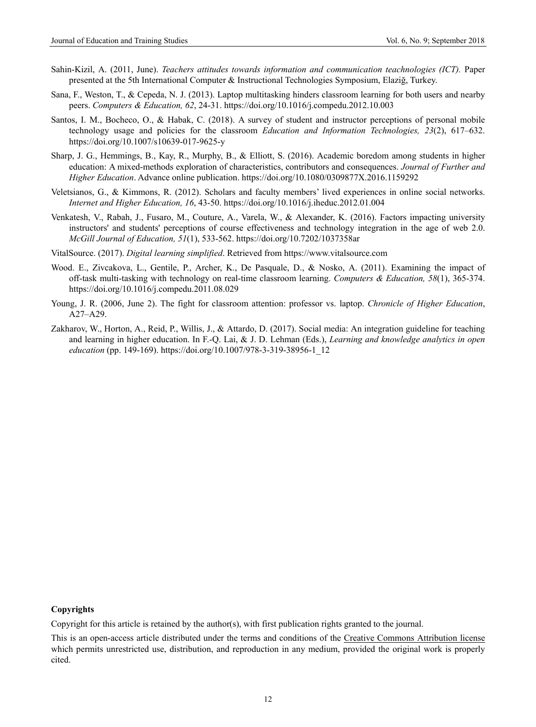Sahin-Kizil, A. (2011, June). *Teachers attitudes towards information and communication teachnologies (ICT).* Paper presented at the 5th International Computer & Instructional Technologies Symposium, Elaziğ, Turkey.

Sana, F., Weston, T., & Cepeda, N. J. (2013). Laptop multitasking hinders classroom learning for both users and nearby peers. *Computers & Education, 62*, 24-31. https://doi.org/10.1016/j.compedu.2012.10.003

Santos, I. M., Bocheco, O., & Habak, C. (2018). A survey of student and instructor perceptions of personal mobile technology usage and policies for the classroom *Education and Information Technologies, 23*(2), 617–632. https://doi.org/10.1007/s10639-017-9625-y

Sharp, J. G., Hemmings, B., Kay, R., Murphy, B., & Elliott, S. (2016). Academic boredom among students in higher education: A mixed-methods exploration of characteristics, contributors and consequences. *Journal of Further and Higher Education*. Advance online publication. https://doi.org/10.1080/0309877X.2016.1159292

Veletsianos, G., & Kimmons, R. (2012). Scholars and faculty members' lived experiences in online social networks. *Internet and Higher Education, 16*, 43-50. https://doi.org/10.1016/j.iheduc.2012.01.004

Venkatesh, V., Rabah, J., Fusaro, M., Couture, A., Varela, W., & Alexander, K. (2016). Factors impacting university instructors' and students' perceptions of course effectiveness and technology integration in the age of web 2.0. *McGill Journal of Education, 51*(1), 533-562. https://doi.org/10.7202/1037358ar

VitalSource. (2017). *Digital learning simplified*. Retrieved from https://www.vitalsource.com

Wood. E., Zivcakova, L., Gentile, P., Archer, K., De Pasquale, D., & Nosko, A. (2011). Examining the impact of off-task multi-tasking with technology on real-time classroom learning. *Computers & Education, 58*(1), 365-374. https://doi.org/10.1016/j.compedu.2011.08.029

Young, J. R. (2006, June 2). The fight for classroom attention: professor vs. laptop. *Chronicle of Higher Education*, A27–A29.

Zakharov, W., Horton, A., Reid, P., Willis, J., & Attardo, D. (2017). Social media: An integration guideline for teaching and learning in higher education. In F.-Q. Lai, & J. D. Lehman (Eds.), *Learning and knowledge analytics in open education* (pp. 149-169). https://doi.org/10.1007/978-3-319-38956-1_12

**Copyrights**

Copyright for this article is retained by the author(s), with first publication rights granted to the journal.

This is an open-access article distributed under the terms and conditions of the Creative Commons Attribution license which permits unrestricted use, distribution, and reproduction in any medium, provided the original work is properly cited.